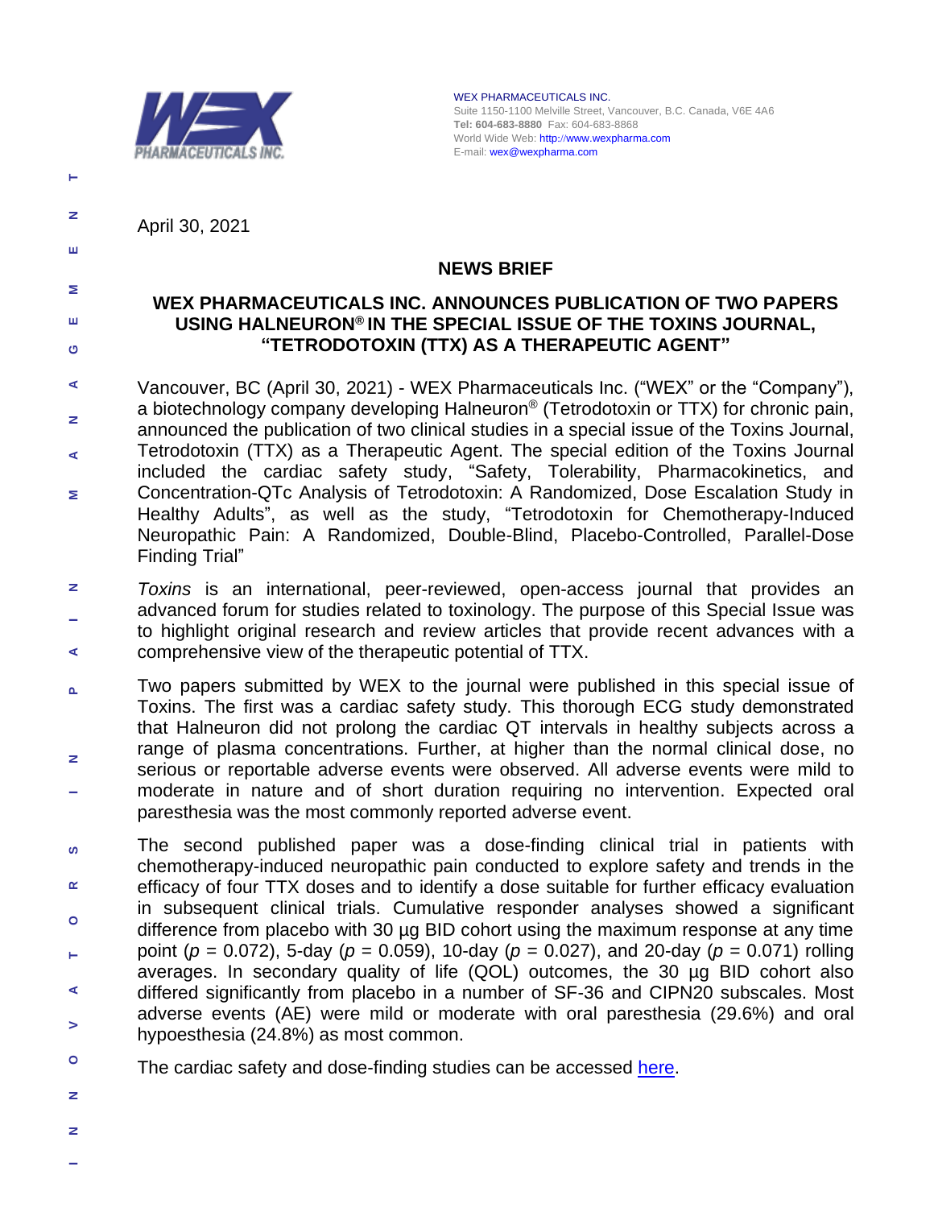WEX PHARMACEUTICALS INC.
Suite 1150-1100 Melville Street, Vancouver, B.C. Canada, V6E 4A6
**Tel: 604-683-8880** Fax: 604-683-8868
World Wide Web: http://www.wexpharma.com
E-mail: wex@wexpharma.com

April 30, 2021

## NEWS BRIEF

## WEX PHARMACEUTICALS INC. ANNOUNCES PUBLICATION OF TWO PAPERS USING HALNEURON® IN THE SPECIAL ISSUE OF THE TOXINS JOURNAL, "TETRODOTOXIN (TTX) AS A THERAPEUTIC AGENT"

Vancouver, BC (April 30, 2021) - WEX Pharmaceuticals Inc. ("WEX" or the "Company"), a biotechnology company developing Halneuron® (Tetrodotoxin or TTX) for chronic pain, announced the publication of two clinical studies in a special issue of the Toxins Journal, Tetrodotoxin (TTX) as a Therapeutic Agent. The special edition of the Toxins Journal included the cardiac safety study, "Safety, Tolerability, Pharmacokinetics, and Concentration-QTc Analysis of Tetrodotoxin: A Randomized, Dose Escalation Study in Healthy Adults", as well as the study, "Tetrodotoxin for Chemotherapy-Induced Neuropathic Pain: A Randomized, Double-Blind, Placebo-Controlled, Parallel-Dose Finding Trial"

*Toxins* is an international, peer-reviewed, open-access journal that provides an advanced forum for studies related to toxinology. The purpose of this Special Issue was to highlight original research and review articles that provide recent advances with a comprehensive view of the therapeutic potential of TTX.

Two papers submitted by WEX to the journal were published in this special issue of Toxins. The first was a cardiac safety study. This thorough ECG study demonstrated that Halneuron did not prolong the cardiac QT intervals in healthy subjects across a range of plasma concentrations. Further, at higher than the normal clinical dose, no serious or reportable adverse events were observed. All adverse events were mild to moderate in nature and of short duration requiring no intervention. Expected oral paresthesia was the most commonly reported adverse event.

The second published paper was a dose-finding clinical trial in patients with chemotherapy-induced neuropathic pain conducted to explore safety and trends in the efficacy of four TTX doses and to identify a dose suitable for further efficacy evaluation in subsequent clinical trials. Cumulative responder analyses showed a significant difference from placebo with 30 µg BID cohort using the maximum response at any time point ($p$ = 0.072), 5-day ($p$ = 0.059), 10-day ($p$ = 0.027), and 20-day ($p$ = 0.071) rolling averages. In secondary quality of life (QOL) outcomes, the 30 µg BID cohort also differed significantly from placebo in a number of SF-36 and CIPN20 subscales. Most adverse events (AE) were mild or moderate with oral paresthesia (29.6%) and oral hypoesthesia (24.8%) as most common.

The cardiac safety and dose-finding studies can be accessed here.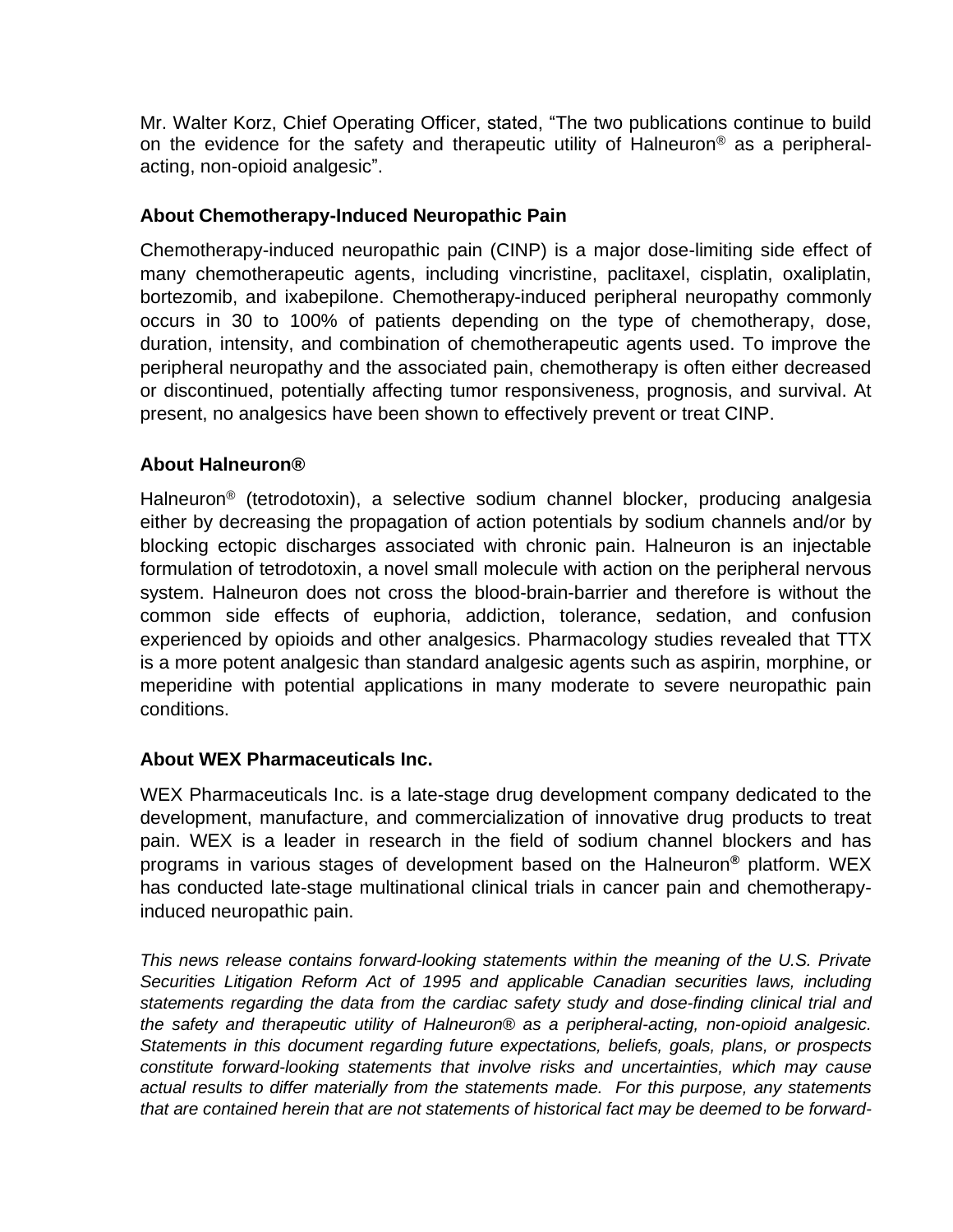Mr. Walter Korz, Chief Operating Officer, stated, "The two publications continue to build on the evidence for the safety and therapeutic utility of Halneuron® as a peripheral-acting, non-opioid analgesic".

### About Chemotherapy-Induced Neuropathic Pain

Chemotherapy-induced neuropathic pain (CINP) is a major dose-limiting side effect of many chemotherapeutic agents, including vincristine, paclitaxel, cisplatin, oxaliplatin, bortezomib, and ixabepilone. Chemotherapy-induced peripheral neuropathy commonly occurs in 30 to 100% of patients depending on the type of chemotherapy, dose, duration, intensity, and combination of chemotherapeutic agents used. To improve the peripheral neuropathy and the associated pain, chemotherapy is often either decreased or discontinued, potentially affecting tumor responsiveness, prognosis, and survival. At present, no analgesics have been shown to effectively prevent or treat CINP.

### About Halneuron®

Halneuron® (tetrodotoxin), a selective sodium channel blocker, producing analgesia either by decreasing the propagation of action potentials by sodium channels and/or by blocking ectopic discharges associated with chronic pain. Halneuron is an injectable formulation of tetrodotoxin, a novel small molecule with action on the peripheral nervous system. Halneuron does not cross the blood-brain-barrier and therefore is without the common side effects of euphoria, addiction, tolerance, sedation, and confusion experienced by opioids and other analgesics. Pharmacology studies revealed that TTX is a more potent analgesic than standard analgesic agents such as aspirin, morphine, or meperidine with potential applications in many moderate to severe neuropathic pain conditions.

### About WEX Pharmaceuticals Inc.

WEX Pharmaceuticals Inc. is a late-stage drug development company dedicated to the development, manufacture, and commercialization of innovative drug products to treat pain. WEX is a leader in research in the field of sodium channel blockers and has programs in various stages of development based on the Halneuron® platform. WEX has conducted late-stage multinational clinical trials in cancer pain and chemotherapy-induced neuropathic pain.

*This news release contains forward-looking statements within the meaning of the U.S. Private Securities Litigation Reform Act of 1995 and applicable Canadian securities laws, including statements regarding the data from the cardiac safety study and dose-finding clinical trial and the safety and therapeutic utility of Halneuron® as a peripheral-acting, non-opioid analgesic. Statements in this document regarding future expectations, beliefs, goals, plans, or prospects constitute forward-looking statements that involve risks and uncertainties, which may cause actual results to differ materially from the statements made. For this purpose, any statements that are contained herein that are not statements of historical fact may be deemed to be forward-*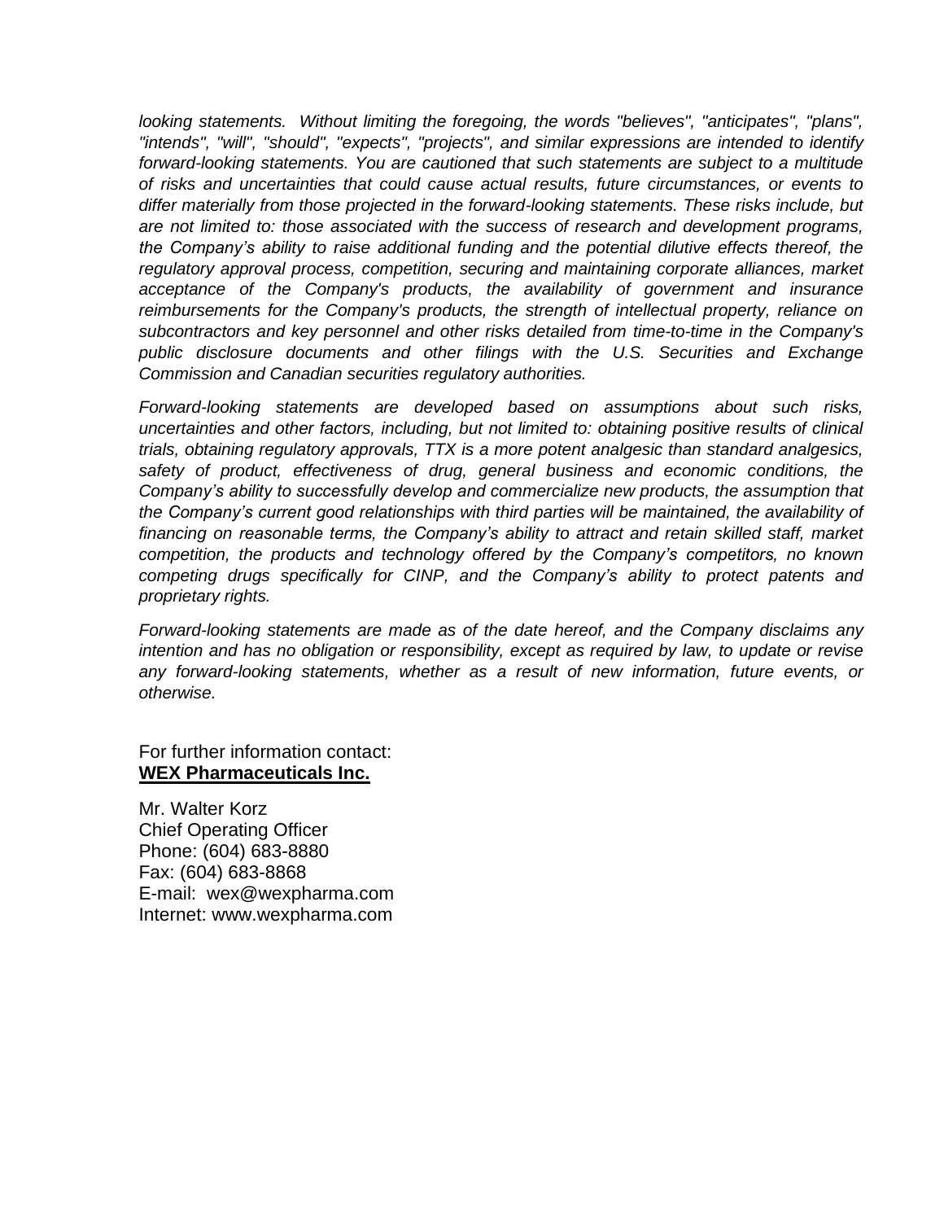*looking statements. Without limiting the foregoing, the words "believes", "anticipates", "plans", "intends", "will", "should", "expects", "projects", and similar expressions are intended to identify forward-looking statements. You are cautioned that such statements are subject to a multitude of risks and uncertainties that could cause actual results, future circumstances, or events to differ materially from those projected in the forward-looking statements. These risks include, but are not limited to: those associated with the success of research and development programs, the Company's ability to raise additional funding and the potential dilutive effects thereof, the regulatory approval process, competition, securing and maintaining corporate alliances, market acceptance of the Company's products, the availability of government and insurance reimbursements for the Company's products, the strength of intellectual property, reliance on subcontractors and key personnel and other risks detailed from time-to-time in the Company's public disclosure documents and other filings with the U.S. Securities and Exchange Commission and Canadian securities regulatory authorities.*

*Forward-looking statements are developed based on assumptions about such risks, uncertainties and other factors, including, but not limited to: obtaining positive results of clinical trials, obtaining regulatory approvals, TTX is a more potent analgesic than standard analgesics, safety of product, effectiveness of drug, general business and economic conditions, the Company's ability to successfully develop and commercialize new products, the assumption that the Company's current good relationships with third parties will be maintained, the availability of financing on reasonable terms, the Company's ability to attract and retain skilled staff, market competition, the products and technology offered by the Company's competitors, no known competing drugs specifically for CINP, and the Company's ability to protect patents and proprietary rights.*

*Forward-looking statements are made as of the date hereof, and the Company disclaims any intention and has no obligation or responsibility, except as required by law, to update or revise any forward-looking statements, whether as a result of new information, future events, or otherwise.*

For further information contact:
**WEX Pharmaceuticals Inc.**

Mr. Walter Korz
Chief Operating Officer
Phone: (604) 683-8880
Fax: (604) 683-8868
E-mail: wex@wexpharma.com
Internet: www.wexpharma.com